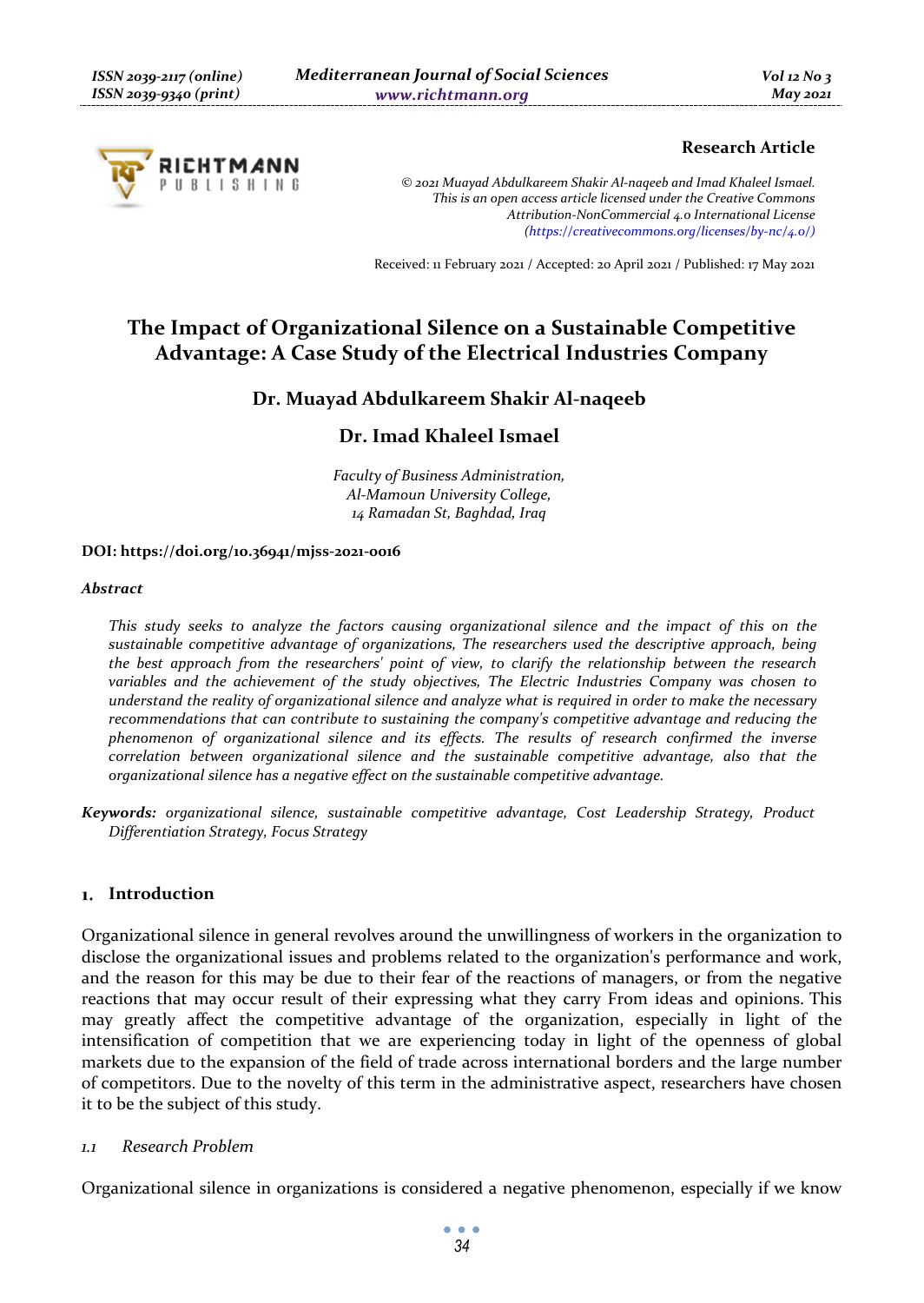**Research Article**

*© 2021 Muayad Abdulkareem Shakir Al-naqeeb and Imad Khaleel Ismael.*
*This is an open access article licensed under the Creative Commons Attribution-NonCommercial 4.0 International License (https://creativecommons.org/licenses/by-nc/4.0/)*

Received: 11 February 2021 / Accepted: 20 April 2021 / Published: 17 May 2021

# The Impact of Organizational Silence on a Sustainable Competitive Advantage: A Case Study of the Electrical Industries Company

**Dr. Muayad Abdulkareem Shakir Al-naqeeb**

**Dr. Imad Khaleel Ismael**

*Faculty of Business Administration,*
*Al-Mamoun University College,*
*14 Ramadan St, Baghdad, Iraq*

**DOI: https://doi.org/10.36941/mjss-2021-0016**

### *Abstract*

*This study seeks to analyze the factors causing organizational silence and the impact of this on the sustainable competitive advantage of organizations, The researchers used the descriptive approach, being the best approach from the researchers' point of view, to clarify the relationship between the research variables and the achievement of the study objectives, The Electric Industries Company was chosen to understand the reality of organizational silence and analyze what is required in order to make the necessary recommendations that can contribute to sustaining the company's competitive advantage and reducing the phenomenon of organizational silence and its effects. The results of research confirmed the inverse correlation between organizational silence and the sustainable competitive advantage, also that the organizational silence has a negative effect on the sustainable competitive advantage.*

***Keywords:*** *organizational silence, sustainable competitive advantage, Cost Leadership Strategy, Product Differentiation Strategy, Focus Strategy*

## 1. Introduction

Organizational silence in general revolves around the unwillingness of workers in the organization to disclose the organizational issues and problems related to the organization's performance and work, and the reason for this may be due to their fear of the reactions of managers, or from the negative reactions that may occur result of their expressing what they carry From ideas and opinions. This may greatly affect the competitive advantage of the organization, especially in light of the intensification of competition that we are experiencing today in light of the openness of global markets due to the expansion of the field of trade across international borders and the large number of competitors. Due to the novelty of this term in the administrative aspect, researchers have chosen it to be the subject of this study.

### *1.1 Research Problem*

Organizational silence in organizations is considered a negative phenomenon, especially if we know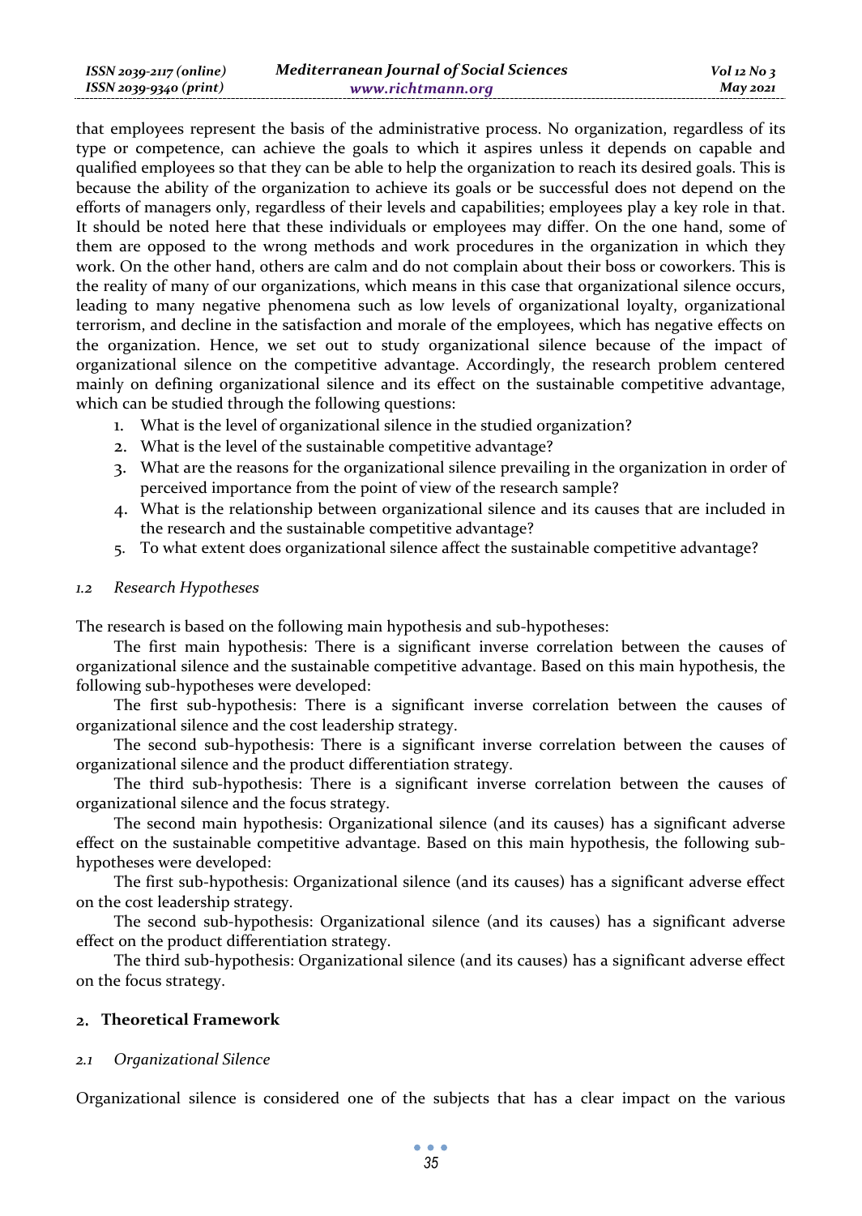that employees represent the basis of the administrative process. No organization, regardless of its type or competence, can achieve the goals to which it aspires unless it depends on capable and qualified employees so that they can be able to help the organization to reach its desired goals. This is because the ability of the organization to achieve its goals or be successful does not depend on the efforts of managers only, regardless of their levels and capabilities; employees play a key role in that. It should be noted here that these individuals or employees may differ. On the one hand, some of them are opposed to the wrong methods and work procedures in the organization in which they work. On the other hand, others are calm and do not complain about their boss or coworkers. This is the reality of many of our organizations, which means in this case that organizational silence occurs, leading to many negative phenomena such as low levels of organizational loyalty, organizational terrorism, and decline in the satisfaction and morale of the employees, which has negative effects on the organization. Hence, we set out to study organizational silence because of the impact of organizational silence on the competitive advantage. Accordingly, the research problem centered mainly on defining organizational silence and its effect on the sustainable competitive advantage, which can be studied through the following questions:

1. What is the level of organizational silence in the studied organization?
2. What is the level of the sustainable competitive advantage?
3. What are the reasons for the organizational silence prevailing in the organization in order of perceived importance from the point of view of the research sample?
4. What is the relationship between organizational silence and its causes that are included in the research and the sustainable competitive advantage?
5. To what extent does organizational silence affect the sustainable competitive advantage?

### *1.2 Research Hypotheses*

The research is based on the following main hypothesis and sub-hypotheses:

The first main hypothesis: There is a significant inverse correlation between the causes of organizational silence and the sustainable competitive advantage. Based on this main hypothesis, the following sub-hypotheses were developed:

The first sub-hypothesis: There is a significant inverse correlation between the causes of organizational silence and the cost leadership strategy.

The second sub-hypothesis: There is a significant inverse correlation between the causes of organizational silence and the product differentiation strategy.

The third sub-hypothesis: There is a significant inverse correlation between the causes of organizational silence and the focus strategy.

The second main hypothesis: Organizational silence (and its causes) has a significant adverse effect on the sustainable competitive advantage. Based on this main hypothesis, the following sub-hypotheses were developed:

The first sub-hypothesis: Organizational silence (and its causes) has a significant adverse effect on the cost leadership strategy.

The second sub-hypothesis: Organizational silence (and its causes) has a significant adverse effect on the product differentiation strategy.

The third sub-hypothesis: Organizational silence (and its causes) has a significant adverse effect on the focus strategy.

## 2. Theoretical Framework

### *2.1 Organizational Silence*

Organizational silence is considered one of the subjects that has a clear impact on the various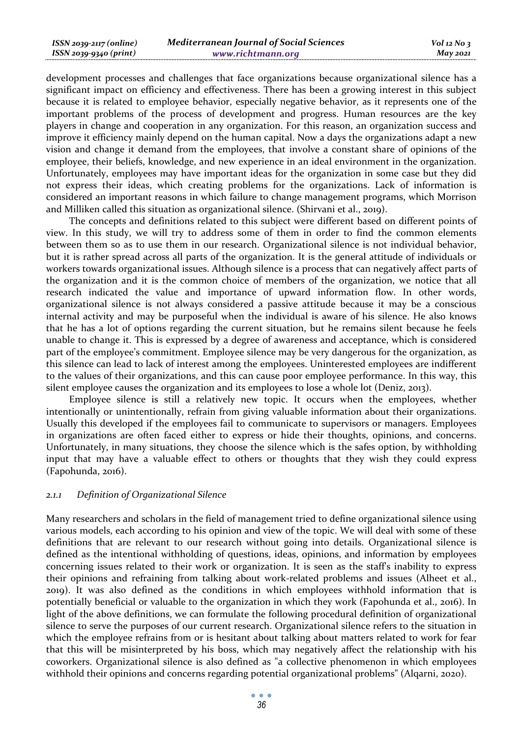development processes and challenges that face organizations because organizational silence has a significant impact on efficiency and effectiveness. There has been a growing interest in this subject because it is related to employee behavior, especially negative behavior, as it represents one of the important problems of the process of development and progress. Human resources are the key players in change and cooperation in any organization. For this reason, an organization success and improve it efficiency mainly depend on the human capital. Now a days the organizations adapt a new vision and change it demand from the employees, that involve a constant share of opinions of the employee, their beliefs, knowledge, and new experience in an ideal environment in the organization. Unfortunately, employees may have important ideas for the organization in some case but they did not express their ideas, which creating problems for the organizations. Lack of information is considered an important reasons in which failure to change management programs, which Morrison and Milliken called this situation as organizational silence. (Shirvani et al., 2019).

The concepts and definitions related to this subject were different based on different points of view. In this study, we will try to address some of them in order to find the common elements between them so as to use them in our research. Organizational silence is not individual behavior, but it is rather spread across all parts of the organization. It is the general attitude of individuals or workers towards organizational issues. Although silence is a process that can negatively affect parts of the organization and it is the common choice of members of the organization, we notice that all research indicated the value and importance of upward information flow. In other words, organizational silence is not always considered a passive attitude because it may be a conscious internal activity and may be purposeful when the individual is aware of his silence. He also knows that he has a lot of options regarding the current situation, but he remains silent because he feels unable to change it. This is expressed by a degree of awareness and acceptance, which is considered part of the employee's commitment. Employee silence may be very dangerous for the organization, as this silence can lead to lack of interest among the employees. Uninterested employees are indifferent to the values of their organizations, and this can cause poor employee performance. In this way, this silent employee causes the organization and its employees to lose a whole lot (Deniz, 2013).

Employee silence is still a relatively new topic. It occurs when the employees, whether intentionally or unintentionally, refrain from giving valuable information about their organizations. Usually this developed if the employees fail to communicate to supervisors or managers. Employees in organizations are often faced either to express or hide their thoughts, opinions, and concerns. Unfortunately, in many situations, they choose the silence which is the safes option, by withholding input that may have a valuable effect to others or thoughts that they wish they could express (Fapohunda, 2016).

### *2.1.1 Definition of Organizational Silence*

Many researchers and scholars in the field of management tried to define organizational silence using various models, each according to his opinion and view of the topic. We will deal with some of these definitions that are relevant to our research without going into details. Organizational silence is defined as the intentional withholding of questions, ideas, opinions, and information by employees concerning issues related to their work or organization. It is seen as the staff's inability to express their opinions and refraining from talking about work-related problems and issues (Alheet et al., 2019). It was also defined as the conditions in which employees withhold information that is potentially beneficial or valuable to the organization in which they work (Fapohunda et al., 2016). In light of the above definitions, we can formulate the following procedural definition of organizational silence to serve the purposes of our current research. Organizational silence refers to the situation in which the employee refrains from or is hesitant about talking about matters related to work for fear that this will be misinterpreted by his boss, which may negatively affect the relationship with his coworkers. Organizational silence is also defined as "a collective phenomenon in which employees withhold their opinions and concerns regarding potential organizational problems" (Alqarni, 2020).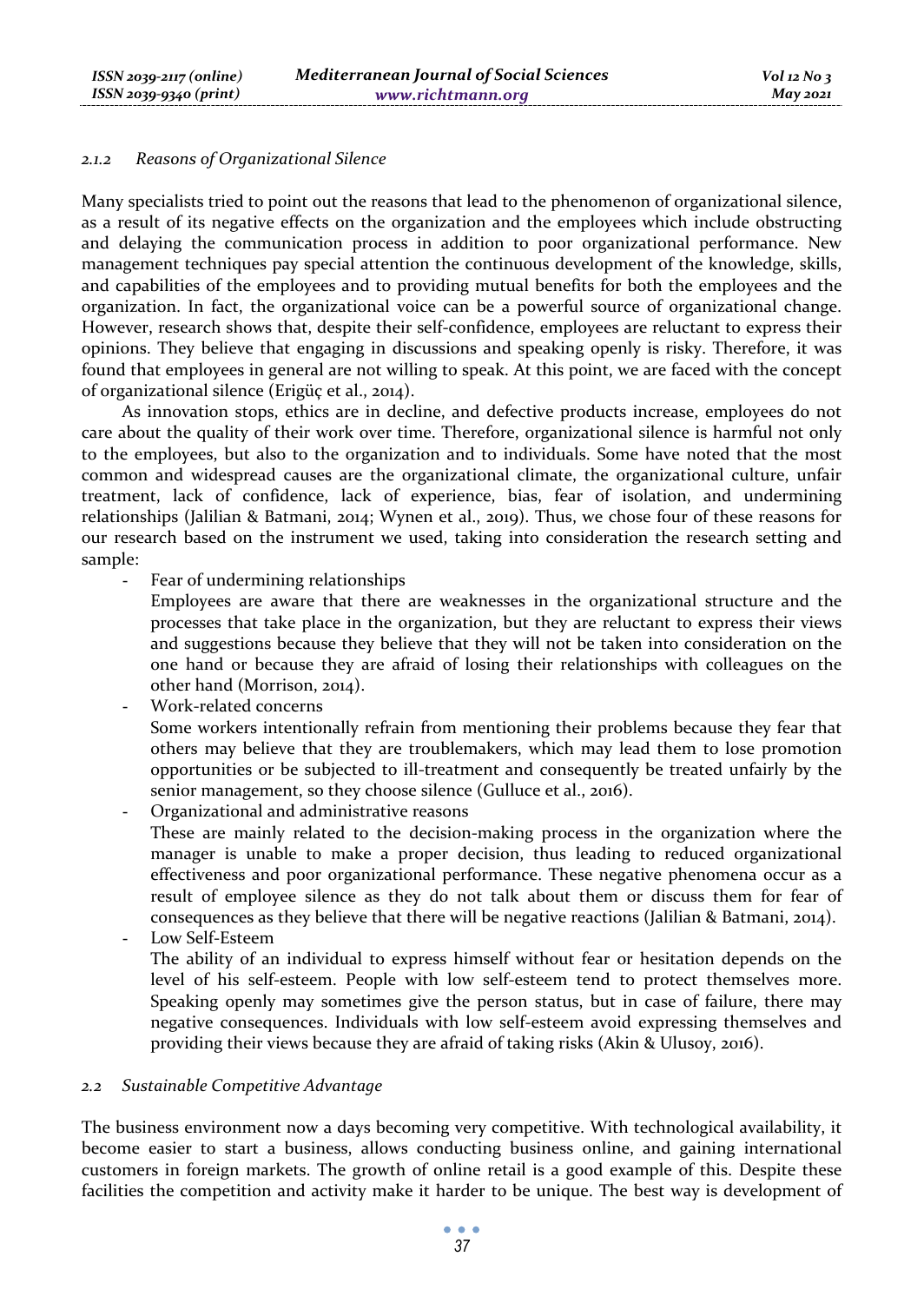#### 2.1.2 Reasons of Organizational Silence

Many specialists tried to point out the reasons that lead to the phenomenon of organizational silence, as a result of its negative effects on the organization and the employees which include obstructing and delaying the communication process in addition to poor organizational performance. New management techniques pay special attention the continuous development of the knowledge, skills, and capabilities of the employees and to providing mutual benefits for both the employees and the organization. In fact, the organizational voice can be a powerful source of organizational change. However, research shows that, despite their self-confidence, employees are reluctant to express their opinions. They believe that engaging in discussions and speaking openly is risky. Therefore, it was found that employees in general are not willing to speak. At this point, we are faced with the concept of organizational silence (Erigüç et al., 2014).

As innovation stops, ethics are in decline, and defective products increase, employees do not care about the quality of their work over time. Therefore, organizational silence is harmful not only to the employees, but also to the organization and to individuals. Some have noted that the most common and widespread causes are the organizational climate, the organizational culture, unfair treatment, lack of confidence, lack of experience, bias, fear of isolation, and undermining relationships (Jalilian & Batmani, 2014; Wynen et al., 2019). Thus, we chose four of these reasons for our research based on the instrument we used, taking into consideration the research setting and sample:

- Fear of undermining relationships
  Employees are aware that there are weaknesses in the organizational structure and the processes that take place in the organization, but they are reluctant to express their views and suggestions because they believe that they will not be taken into consideration on the one hand or because they are afraid of losing their relationships with colleagues on the other hand (Morrison, 2014).
- Work-related concerns
  Some workers intentionally refrain from mentioning their problems because they fear that others may believe that they are troublemakers, which may lead them to lose promotion opportunities or be subjected to ill-treatment and consequently be treated unfairly by the senior management, so they choose silence (Gulluce et al., 2016).
- Organizational and administrative reasons
  These are mainly related to the decision-making process in the organization where the manager is unable to make a proper decision, thus leading to reduced organizational effectiveness and poor organizational performance. These negative phenomena occur as a result of employee silence as they do not talk about them or discuss them for fear of consequences as they believe that there will be negative reactions (Jalilian & Batmani, 2014).
- Low Self-Esteem
  The ability of an individual to express himself without fear or hesitation depends on the level of his self-esteem. People with low self-esteem tend to protect themselves more. Speaking openly may sometimes give the person status, but in case of failure, there may negative consequences. Individuals with low self-esteem avoid expressing themselves and providing their views because they are afraid of taking risks (Akin & Ulusoy, 2016).

### 2.2 Sustainable Competitive Advantage

The business environment now a days becoming very competitive. With technological availability, it become easier to start a business, allows conducting business online, and gaining international customers in foreign markets. The growth of online retail is a good example of this. Despite these facilities the competition and activity make it harder to be unique. The best way is development of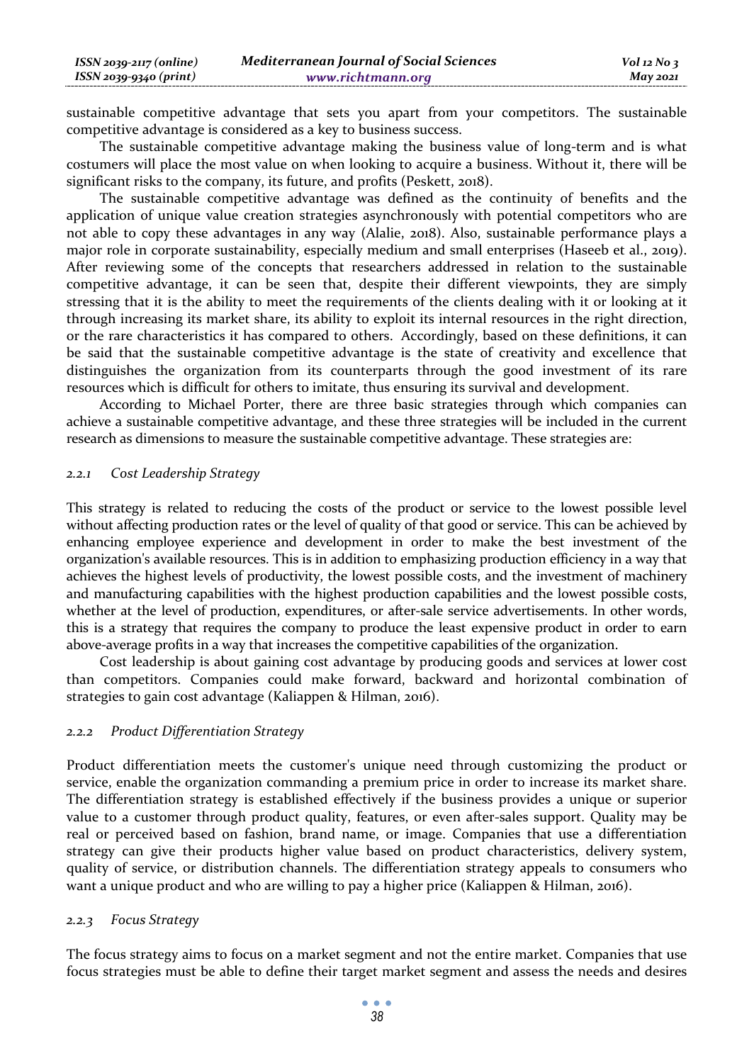sustainable competitive advantage that sets you apart from your competitors. The sustainable competitive advantage is considered as a key to business success.

The sustainable competitive advantage making the business value of long-term and is what costumers will place the most value on when looking to acquire a business. Without it, there will be significant risks to the company, its future, and profits (Peskett, 2018).

The sustainable competitive advantage was defined as the continuity of benefits and the application of unique value creation strategies asynchronously with potential competitors who are not able to copy these advantages in any way (Alalie, 2018). Also, sustainable performance plays a major role in corporate sustainability, especially medium and small enterprises (Haseeb et al., 2019). After reviewing some of the concepts that researchers addressed in relation to the sustainable competitive advantage, it can be seen that, despite their different viewpoints, they are simply stressing that it is the ability to meet the requirements of the clients dealing with it or looking at it through increasing its market share, its ability to exploit its internal resources in the right direction, or the rare characteristics it has compared to others. Accordingly, based on these definitions, it can be said that the sustainable competitive advantage is the state of creativity and excellence that distinguishes the organization from its counterparts through the good investment of its rare resources which is difficult for others to imitate, thus ensuring its survival and development.

According to Michael Porter, there are three basic strategies through which companies can achieve a sustainable competitive advantage, and these three strategies will be included in the current research as dimensions to measure the sustainable competitive advantage. These strategies are:

### *2.2.1 Cost Leadership Strategy*

This strategy is related to reducing the costs of the product or service to the lowest possible level without affecting production rates or the level of quality of that good or service. This can be achieved by enhancing employee experience and development in order to make the best investment of the organization's available resources. This is in addition to emphasizing production efficiency in a way that achieves the highest levels of productivity, the lowest possible costs, and the investment of machinery and manufacturing capabilities with the highest production capabilities and the lowest possible costs, whether at the level of production, expenditures, or after-sale service advertisements. In other words, this is a strategy that requires the company to produce the least expensive product in order to earn above-average profits in a way that increases the competitive capabilities of the organization.

Cost leadership is about gaining cost advantage by producing goods and services at lower cost than competitors. Companies could make forward, backward and horizontal combination of strategies to gain cost advantage (Kaliappen & Hilman, 2016).

### *2.2.2 Product Differentiation Strategy*

Product differentiation meets the customer's unique need through customizing the product or service, enable the organization commanding a premium price in order to increase its market share. The differentiation strategy is established effectively if the business provides a unique or superior value to a customer through product quality, features, or even after-sales support. Quality may be real or perceived based on fashion, brand name, or image. Companies that use a differentiation strategy can give their products higher value based on product characteristics, delivery system, quality of service, or distribution channels. The differentiation strategy appeals to consumers who want a unique product and who are willing to pay a higher price (Kaliappen & Hilman, 2016).

### *2.2.3 Focus Strategy*

The focus strategy aims to focus on a market segment and not the entire market. Companies that use focus strategies must be able to define their target market segment and assess the needs and desires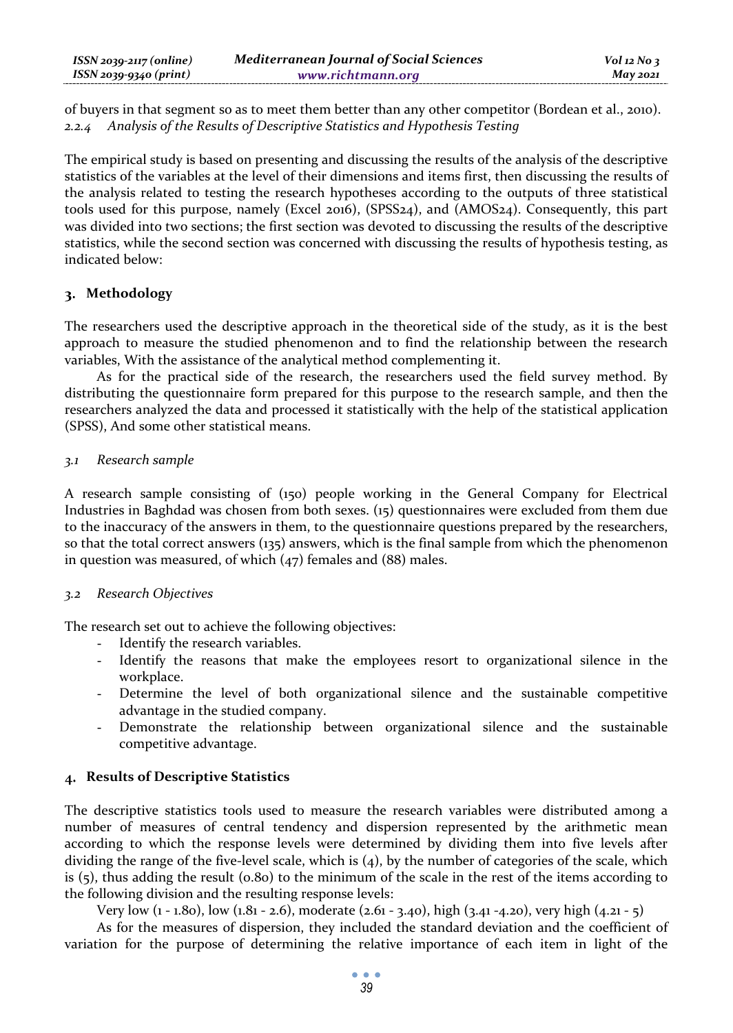of buyers in that segment so as to meet them better than any other competitor (Bordean et al., 2010).

#### *2.2.4 Analysis of the Results of Descriptive Statistics and Hypothesis Testing*

The empirical study is based on presenting and discussing the results of the analysis of the descriptive statistics of the variables at the level of their dimensions and items first, then discussing the results of the analysis related to testing the research hypotheses according to the outputs of three statistical tools used for this purpose, namely (Excel 2016), (SPSS24), and (AMOS24). Consequently, this part was divided into two sections; the first section was devoted to discussing the results of the descriptive statistics, while the second section was concerned with discussing the results of hypothesis testing, as indicated below:

## 3. Methodology

The researchers used the descriptive approach in the theoretical side of the study, as it is the best approach to measure the studied phenomenon and to find the relationship between the research variables, With the assistance of the analytical method complementing it.

As for the practical side of the research, the researchers used the field survey method. By distributing the questionnaire form prepared for this purpose to the research sample, and then the researchers analyzed the data and processed it statistically with the help of the statistical application (SPSS), And some other statistical means.

### *3.1 Research sample*

A research sample consisting of (150) people working in the General Company for Electrical Industries in Baghdad was chosen from both sexes. (15) questionnaires were excluded from them due to the inaccuracy of the answers in them, to the questionnaire questions prepared by the researchers, so that the total correct answers (135) answers, which is the final sample from which the phenomenon in question was measured, of which (47) females and (88) males.

### *3.2 Research Objectives*

The research set out to achieve the following objectives:

- Identify the research variables.
- Identify the reasons that make the employees resort to organizational silence in the workplace.
- Determine the level of both organizational silence and the sustainable competitive advantage in the studied company.
- Demonstrate the relationship between organizational silence and the sustainable competitive advantage.

## 4. Results of Descriptive Statistics

The descriptive statistics tools used to measure the research variables were distributed among a number of measures of central tendency and dispersion represented by the arithmetic mean according to which the response levels were determined by dividing them into five levels after dividing the range of the five-level scale, which is (4), by the number of categories of the scale, which is (5), thus adding the result (0.80) to the minimum of the scale in the rest of the items according to the following division and the resulting response levels:

Very low (1 - 1.80), low (1.81 - 2.6), moderate (2.61 - 3.40), high (3.41 -4.20), very high (4.21 - 5)

As for the measures of dispersion, they included the standard deviation and the coefficient of variation for the purpose of determining the relative importance of each item in light of the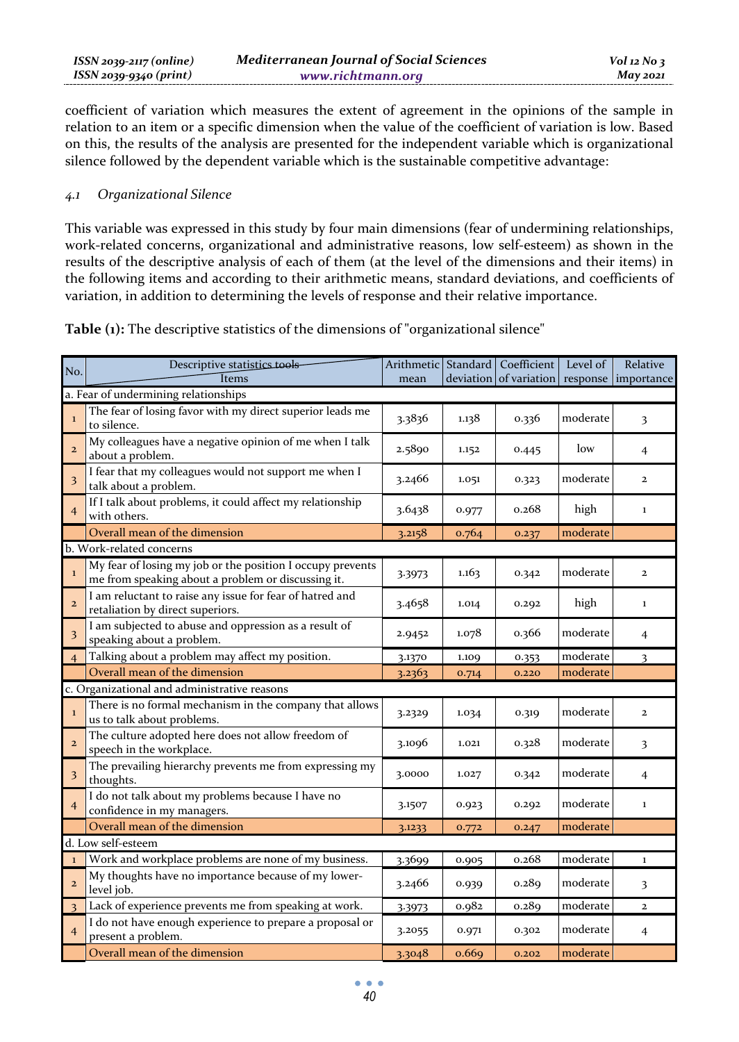coefficient of variation which measures the extent of agreement in the opinions of the sample in relation to an item or a specific dimension when the value of the coefficient of variation is low. Based on this, the results of the analysis are presented for the independent variable which is organizational silence followed by the dependent variable which is the sustainable competitive advantage:

### *4.1 Organizational Silence*

This variable was expressed in this study by four main dimensions (fear of undermining relationships, work-related concerns, organizational and administrative reasons, low self-esteem) as shown in the results of the descriptive analysis of each of them (at the level of the dimensions and their items) in the following items and according to their arithmetic means, standard deviations, and coefficients of variation, in addition to determining the levels of response and their relative importance.

**Table (1):** The descriptive statistics of the dimensions of "organizational silence"

| No. | Descriptive statistics tools / Items | Arithmetic mean | Standard deviation | Coefficient of variation | Level of response | Relative importance |
|---|---|---|---|---|---|---|
| a. Fear of undermining relationships | | | | | | |
| 1 | The fear of losing favor with my direct superior leads me to silence. | 3.3836 | 1.138 | 0.336 | moderate | 3 |
| 2 | My colleagues have a negative opinion of me when I talk about a problem. | 2.5890 | 1.152 | 0.445 | low | 4 |
| 3 | I fear that my colleagues would not support me when I talk about a problem. | 3.2466 | 1.051 | 0.323 | moderate | 2 |
| 4 | If I talk about problems, it could affect my relationship with others. | 3.6438 | 0.977 | 0.268 | high | 1 |
| | Overall mean of the dimension | 3.2158 | 0.764 | 0.237 | moderate | |
| b. Work-related concerns | | | | | | |
| 1 | My fear of losing my job or the position I occupy prevents me from speaking about a problem or discussing it. | 3.3973 | 1.163 | 0.342 | moderate | 2 |
| 2 | I am reluctant to raise any issue for fear of hatred and retaliation by direct superiors. | 3.4658 | 1.014 | 0.292 | high | 1 |
| 3 | I am subjected to abuse and oppression as a result of speaking about a problem. | 2.9452 | 1.078 | 0.366 | moderate | 4 |
| 4 | Talking about a problem may affect my position. | 3.1370 | 1.109 | 0.353 | moderate | 3 |
| | Overall mean of the dimension | 3.2363 | 0.714 | 0.220 | moderate | |
| c. Organizational and administrative reasons | | | | | | |
| 1 | There is no formal mechanism in the company that allows us to talk about problems. | 3.2329 | 1.034 | 0.319 | moderate | 2 |
| 2 | The culture adopted here does not allow freedom of speech in the workplace. | 3.1096 | 1.021 | 0.328 | moderate | 3 |
| 3 | The prevailing hierarchy prevents me from expressing my thoughts. | 3.0000 | 1.027 | 0.342 | moderate | 4 |
| 4 | I do not talk about my problems because I have no confidence in my managers. | 3.1507 | 0.923 | 0.292 | moderate | 1 |
| | Overall mean of the dimension | 3.1233 | 0.772 | 0.247 | moderate | |
| d. Low self-esteem | | | | | | |
| 1 | Work and workplace problems are none of my business. | 3.3699 | 0.905 | 0.268 | moderate | 1 |
| 2 | My thoughts have no importance because of my lower-level job. | 3.2466 | 0.939 | 0.289 | moderate | 3 |
| 3 | Lack of experience prevents me from speaking at work. | 3.3973 | 0.982 | 0.289 | moderate | 2 |
| 4 | I do not have enough experience to prepare a proposal or present a problem. | 3.2055 | 0.971 | 0.302 | moderate | 4 |
| | Overall mean of the dimension | 3.3048 | 0.669 | 0.202 | moderate | |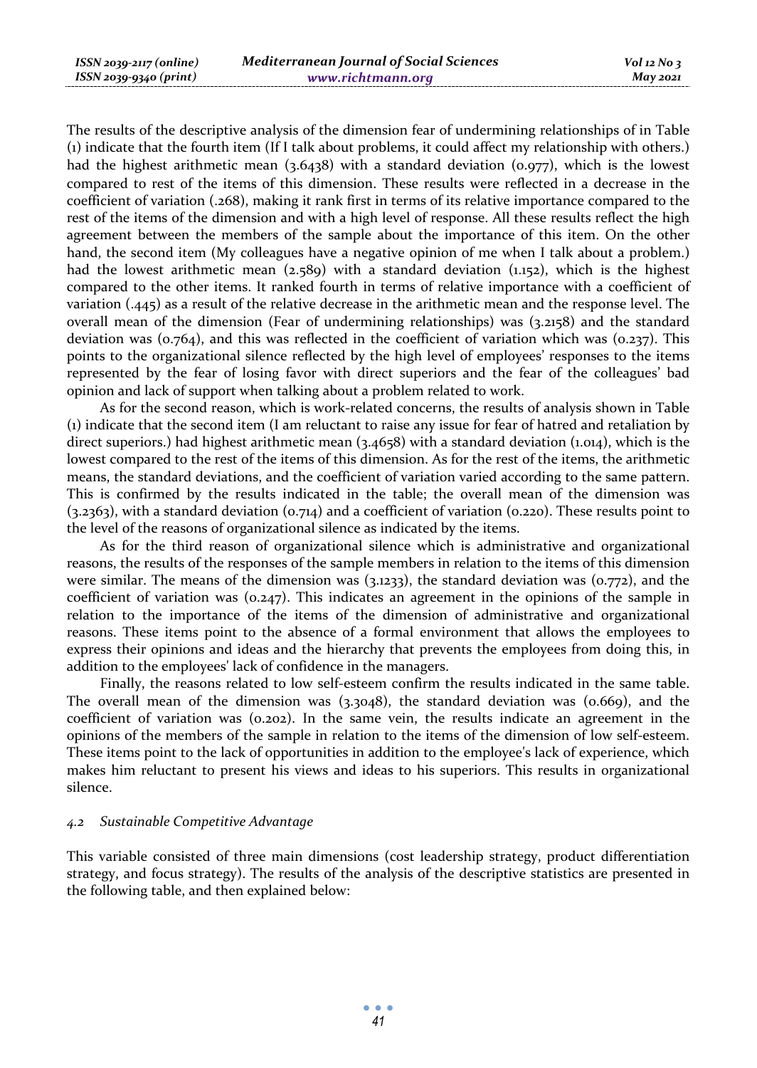The results of the descriptive analysis of the dimension fear of undermining relationships of in Table (1) indicate that the fourth item (If I talk about problems, it could affect my relationship with others.) had the highest arithmetic mean (3.6438) with a standard deviation (0.977), which is the lowest compared to rest of the items of this dimension. These results were reflected in a decrease in the coefficient of variation (.268), making it rank first in terms of its relative importance compared to the rest of the items of the dimension and with a high level of response. All these results reflect the high agreement between the members of the sample about the importance of this item. On the other hand, the second item (My colleagues have a negative opinion of me when I talk about a problem.) had the lowest arithmetic mean (2.589) with a standard deviation (1.152), which is the highest compared to the other items. It ranked fourth in terms of relative importance with a coefficient of variation (.445) as a result of the relative decrease in the arithmetic mean and the response level. The overall mean of the dimension (Fear of undermining relationships) was (3.2158) and the standard deviation was (0.764), and this was reflected in the coefficient of variation which was (0.237). This points to the organizational silence reflected by the high level of employees' responses to the items represented by the fear of losing favor with direct superiors and the fear of the colleagues' bad opinion and lack of support when talking about a problem related to work.

As for the second reason, which is work-related concerns, the results of analysis shown in Table (1) indicate that the second item (I am reluctant to raise any issue for fear of hatred and retaliation by direct superiors.) had highest arithmetic mean (3.4658) with a standard deviation (1.014), which is the lowest compared to the rest of the items of this dimension. As for the rest of the items, the arithmetic means, the standard deviations, and the coefficient of variation varied according to the same pattern. This is confirmed by the results indicated in the table; the overall mean of the dimension was (3.2363), with a standard deviation (0.714) and a coefficient of variation (0.220). These results point to the level of the reasons of organizational silence as indicated by the items.

As for the third reason of organizational silence which is administrative and organizational reasons, the results of the responses of the sample members in relation to the items of this dimension were similar. The means of the dimension was (3.1233), the standard deviation was (0.772), and the coefficient of variation was (0.247). This indicates an agreement in the opinions of the sample in relation to the importance of the items of the dimension of administrative and organizational reasons. These items point to the absence of a formal environment that allows the employees to express their opinions and ideas and the hierarchy that prevents the employees from doing this, in addition to the employees' lack of confidence in the managers.

Finally, the reasons related to low self-esteem confirm the results indicated in the same table. The overall mean of the dimension was (3.3048), the standard deviation was (0.669), and the coefficient of variation was (0.202). In the same vein, the results indicate an agreement in the opinions of the members of the sample in relation to the items of the dimension of low self-esteem. These items point to the lack of opportunities in addition to the employee's lack of experience, which makes him reluctant to present his views and ideas to his superiors. This results in organizational silence.

### *4.2 Sustainable Competitive Advantage*

This variable consisted of three main dimensions (cost leadership strategy, product differentiation strategy, and focus strategy). The results of the analysis of the descriptive statistics are presented in the following table, and then explained below: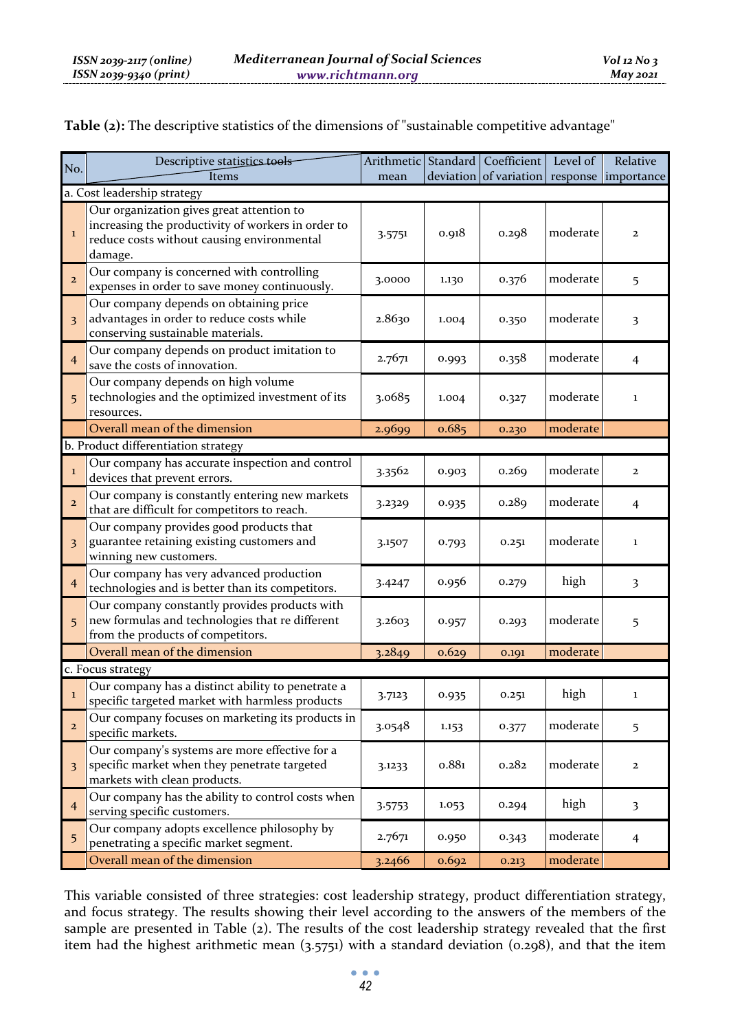**Table (2):** The descriptive statistics of the dimensions of "sustainable competitive advantage"

| No. | Descriptive statistics tools / Items | Arithmetic mean | Standard deviation | Coefficient of variation | Level of response | Relative importance |
|---|---|---|---|---|---|---|
| a. Cost leadership strategy | | | | | | |
| 1 | Our organization gives great attention to increasing the productivity of workers in order to reduce costs without causing environmental damage. | 3.5751 | 0.918 | 0.298 | moderate | 2 |
| 2 | Our company is concerned with controlling expenses in order to save money continuously. | 3.0000 | 1.130 | 0.376 | moderate | 5 |
| 3 | Our company depends on obtaining price advantages in order to reduce costs while conserving sustainable materials. | 2.8630 | 1.004 | 0.350 | moderate | 3 |
| 4 | Our company depends on product imitation to save the costs of innovation. | 2.7671 | 0.993 | 0.358 | moderate | 4 |
| 5 | Our company depends on high volume technologies and the optimized investment of its resources. | 3.0685 | 1.004 | 0.327 | moderate | 1 |
| | Overall mean of the dimension | 2.9699 | 0.685 | 0.230 | moderate | |
| b. Product differentiation strategy | | | | | | |
| 1 | Our company has accurate inspection and control devices that prevent errors. | 3.3562 | 0.903 | 0.269 | moderate | 2 |
| 2 | Our company is constantly entering new markets that are difficult for competitors to reach. | 3.2329 | 0.935 | 0.289 | moderate | 4 |
| 3 | Our company provides good products that guarantee retaining existing customers and winning new customers. | 3.1507 | 0.793 | 0.251 | moderate | 1 |
| 4 | Our company has very advanced production technologies and is better than its competitors. | 3.4247 | 0.956 | 0.279 | high | 3 |
| 5 | Our company constantly provides products with new formulas and technologies that re different from the products of competitors. | 3.2603 | 0.957 | 0.293 | moderate | 5 |
| | Overall mean of the dimension | 3.2849 | 0.629 | 0.191 | moderate | |
| c. Focus strategy | | | | | | |
| 1 | Our company has a distinct ability to penetrate a specific targeted market with harmless products | 3.7123 | 0.935 | 0.251 | high | 1 |
| 2 | Our company focuses on marketing its products in specific markets. | 3.0548 | 1.153 | 0.377 | moderate | 5 |
| 3 | Our company's systems are more effective for a specific market when they penetrate targeted markets with clean products. | 3.1233 | 0.881 | 0.282 | moderate | 2 |
| 4 | Our company has the ability to control costs when serving specific customers. | 3.5753 | 1.053 | 0.294 | high | 3 |
| 5 | Our company adopts excellence philosophy by penetrating a specific market segment. | 2.7671 | 0.950 | 0.343 | moderate | 4 |
| | Overall mean of the dimension | 3.2466 | 0.692 | 0.213 | moderate | |

This variable consisted of three strategies: cost leadership strategy, product differentiation strategy, and focus strategy. The results showing their level according to the answers of the members of the sample are presented in Table (2). The results of the cost leadership strategy revealed that the first item had the highest arithmetic mean (3.5751) with a standard deviation (0.298), and that the item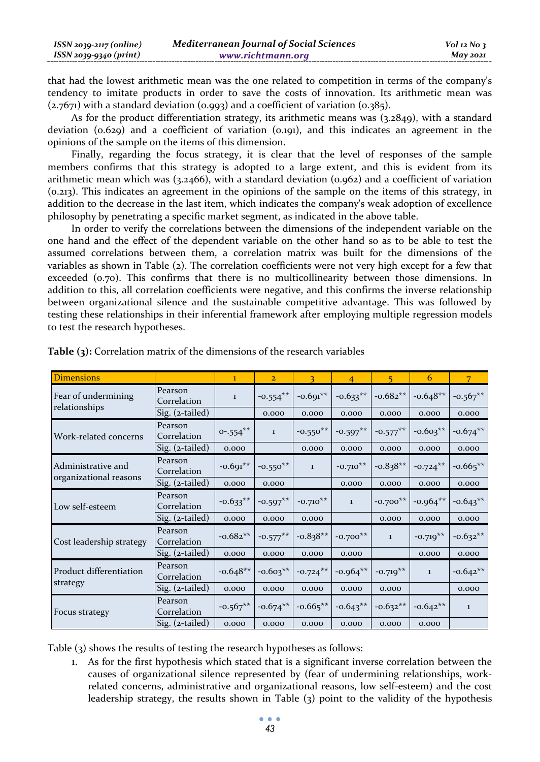that had the lowest arithmetic mean was the one related to competition in terms of the company's tendency to imitate products in order to save the costs of innovation. Its arithmetic mean was (2.7671) with a standard deviation (0.993) and a coefficient of variation (0.385).

As for the product differentiation strategy, its arithmetic means was (3.2849), with a standard deviation (0.629) and a coefficient of variation (0.191), and this indicates an agreement in the opinions of the sample on the items of this dimension.

Finally, regarding the focus strategy, it is clear that the level of responses of the sample members confirms that this strategy is adopted to a large extent, and this is evident from its arithmetic mean which was (3.2466), with a standard deviation (0.962) and a coefficient of variation (0.213). This indicates an agreement in the opinions of the sample on the items of this strategy, in addition to the decrease in the last item, which indicates the company's weak adoption of excellence philosophy by penetrating a specific market segment, as indicated in the above table.

In order to verify the correlations between the dimensions of the independent variable on the one hand and the effect of the dependent variable on the other hand so as to be able to test the assumed correlations between them, a correlation matrix was built for the dimensions of the variables as shown in Table (2). The correlation coefficients were not very high except for a few that exceeded (0.70). This confirms that there is no multicollinearity between those dimensions. In addition to this, all correlation coefficients were negative, and this confirms the inverse relationship between organizational silence and the sustainable competitive advantage. This was followed by testing these relationships in their inferential framework after employing multiple regression models to test the research hypotheses.

**Table (3):** Correlation matrix of the dimensions of the research variables

| Dimensions | | 1 | 2 | 3 | 4 | 5 | 6 | 7 |
|---|---|---|---|---|---|---|---|---|
| Fear of undermining relationships | Pearson Correlation | 1 | -0.554** | -0.691** | -0.633** | -0.682** | -0.648** | -0.567** |
| | Sig. (2-tailed) | | 0.000 | 0.000 | 0.000 | 0.000 | 0.000 | 0.000 |
| Work-related concerns | Pearson Correlation | 0-.554** | 1 | -0.550** | -0.597** | -0.577** | -0.603** | -0.674** |
| | Sig. (2-tailed) | 0.000 | | 0.000 | 0.000 | 0.000 | 0.000 | 0.000 |
| Administrative and organizational reasons | Pearson Correlation | -0.691** | -0.550** | 1 | -0.710** | -0.838** | -0.724** | -0.665** |
| | Sig. (2-tailed) | 0.000 | 0.000 | | 0.000 | 0.000 | 0.000 | 0.000 |
| Low self-esteem | Pearson Correlation | -0.633** | -0.597** | -0.710** | 1 | -0.700** | -0.964** | -0.643** |
| | Sig. (2-tailed) | 0.000 | 0.000 | 0.000 | | 0.000 | 0.000 | 0.000 |
| Cost leadership strategy | Pearson Correlation | -0.682** | -0.577** | -0.838** | -0.700** | 1 | -0.719** | -0.632** |
| | Sig. (2-tailed) | 0.000 | 0.000 | 0.000 | 0.000 | | 0.000 | 0.000 |
| Product differentiation strategy | Pearson Correlation | -0.648** | -0.603** | -0.724** | -0.964** | -0.719** | 1 | -0.642** |
| | Sig. (2-tailed) | 0.000 | 0.000 | 0.000 | 0.000 | 0.000 | | 0.000 |
| Focus strategy | Pearson Correlation | -0.567** | -0.674** | -0.665** | -0.643** | -0.632** | -0.642** | 1 |
| | Sig. (2-tailed) | 0.000 | 0.000 | 0.000 | 0.000 | 0.000 | 0.000 | |

Table (3) shows the results of testing the research hypotheses as follows:

1. As for the first hypothesis which stated that is a significant inverse correlation between the causes of organizational silence represented by (fear of undermining relationships, work-related concerns, administrative and organizational reasons, low self-esteem) and the cost leadership strategy, the results shown in Table (3) point to the validity of the hypothesis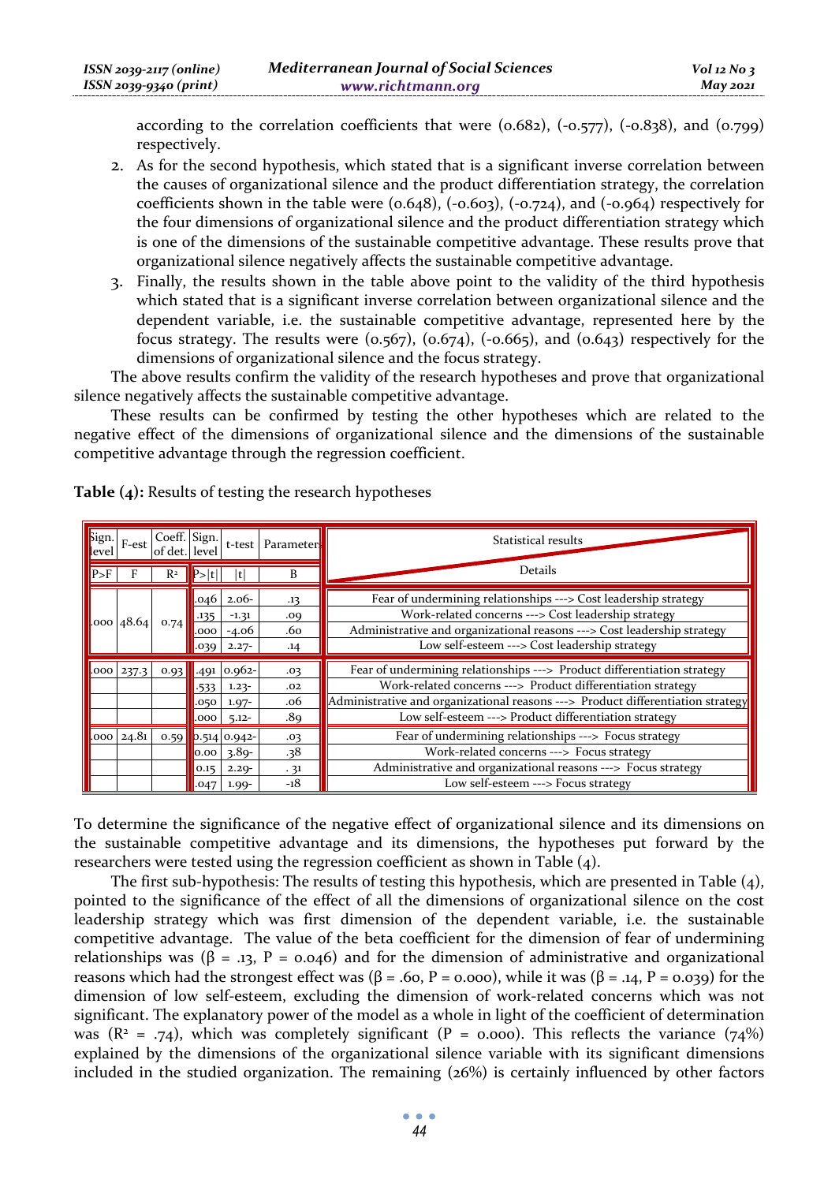according to the correlation coefficients that were (0.682), (-0.577), (-0.838), and (0.799) respectively.

2. As for the second hypothesis, which stated that is a significant inverse correlation between the causes of organizational silence and the product differentiation strategy, the correlation coefficients shown in the table were (0.648), (-0.603), (-0.724), and (-0.964) respectively for the four dimensions of organizational silence and the product differentiation strategy which is one of the dimensions of the sustainable competitive advantage. These results prove that organizational silence negatively affects the sustainable competitive advantage.
3. Finally, the results shown in the table above point to the validity of the third hypothesis which stated that is a significant inverse correlation between organizational silence and the dependent variable, i.e. the sustainable competitive advantage, represented here by the focus strategy. The results were (0.567), (0.674), (-0.665), and (0.643) respectively for the dimensions of organizational silence and the focus strategy.

The above results confirm the validity of the research hypotheses and prove that organizational silence negatively affects the sustainable competitive advantage.

These results can be confirmed by testing the other hypotheses which are related to the negative effect of the dimensions of organizational silence and the dimensions of the sustainable competitive advantage through the regression coefficient.

**Table (4):** Results of testing the research hypotheses

| Sign. level | F-est | Coeff. of det. | Sign. level | t-test | Parameters | Statistical results |
|---|---|---|---|---|---|---|
| P>F | F | $R^2$ | P>\|t\| | \|t\| | B | Details |
| .000 | 48.64 | 0.74 | .046 | 2.06- | .13 | Fear of undermining relationships ---> Cost leadership strategy |
| | | | .135 | -1.31 | .09 | Work-related concerns ---> Cost leadership strategy |
| | | | .000 | -4.06 | .60 | Administrative and organizational reasons ---> Cost leadership strategy |
| | | | .039 | 2.27- | .14 | Low self-esteem ---> Cost leadership strategy |
| .000 | 237.3 | 0.93 | .491 | 0.962- | .03 | Fear of undermining relationships ---> Product differentiation strategy |
| | | | .533 | 1.23- | .02 | Work-related concerns ---> Product differentiation strategy |
| | | | .050 | 1.97- | .06 | Administrative and organizational reasons ---> Product differentiation strategy |
| | | | .000 | 5.12- | .89 | Low self-esteem ---> Product differentiation strategy |
| .000 | 24.81 | 0.59 | 0.514 | 0.942- | .03 | Fear of undermining relationships ---> Focus strategy |
| | | | 0.00 | 3.89- | .38 | Work-related concerns ---> Focus strategy |
| | | | 0.15 | 2.29- | . 31 | Administrative and organizational reasons ---> Focus strategy |
| | | | .047 | 1.99- | -18 | Low self-esteem ---> Focus strategy |

To determine the significance of the negative effect of organizational silence and its dimensions on the sustainable competitive advantage and its dimensions, the hypotheses put forward by the researchers were tested using the regression coefficient as shown in Table (4).

The first sub-hypothesis: The results of testing this hypothesis, which are presented in Table (4), pointed to the significance of the effect of all the dimensions of organizational silence on the cost leadership strategy which was first dimension of the dependent variable, i.e. the sustainable competitive advantage. The value of the beta coefficient for the dimension of fear of undermining relationships was ($\beta$ = .13, P = 0.046) and for the dimension of administrative and organizational reasons which had the strongest effect was ($\beta$ = .60, P = 0.000), while it was ($\beta$ = .14, P = 0.039) for the dimension of low self-esteem, excluding the dimension of work-related concerns which was not significant. The explanatory power of the model as a whole in light of the coefficient of determination was ($R^2$ = .74), which was completely significant (P = 0.000). This reflects the variance (74%) explained by the dimensions of the organizational silence variable with its significant dimensions included in the studied organization. The remaining (26%) is certainly influenced by other factors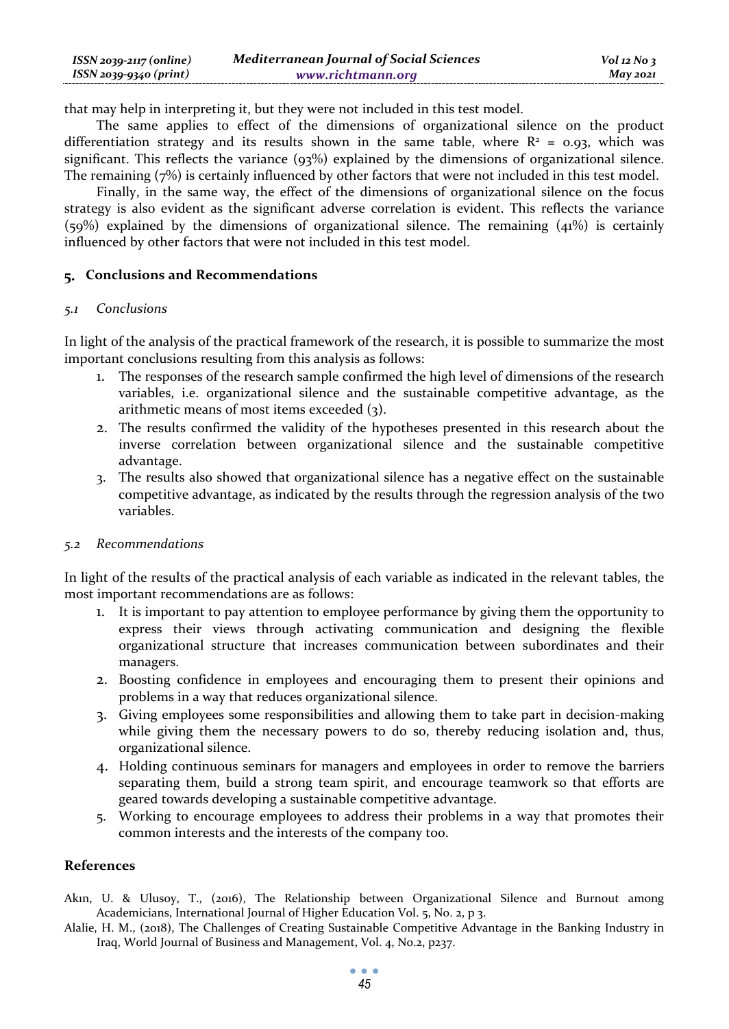that may help in interpreting it, but they were not included in this test model.

The same applies to effect of the dimensions of organizational silence on the product differentiation strategy and its results shown in the same table, where $R^2 = 0.93$, which was significant. This reflects the variance (93%) explained by the dimensions of organizational silence. The remaining (7%) is certainly influenced by other factors that were not included in this test model.

Finally, in the same way, the effect of the dimensions of organizational silence on the focus strategy is also evident as the significant adverse correlation is evident. This reflects the variance (59%) explained by the dimensions of organizational silence. The remaining (41%) is certainly influenced by other factors that were not included in this test model.

## 5. Conclusions and Recommendations

### *5.1 Conclusions*

In light of the analysis of the practical framework of the research, it is possible to summarize the most important conclusions resulting from this analysis as follows:

1. The responses of the research sample confirmed the high level of dimensions of the research variables, i.e. organizational silence and the sustainable competitive advantage, as the arithmetic means of most items exceeded (3).
2. The results confirmed the validity of the hypotheses presented in this research about the inverse correlation between organizational silence and the sustainable competitive advantage.
3. The results also showed that organizational silence has a negative effect on the sustainable competitive advantage, as indicated by the results through the regression analysis of the two variables.

### *5.2 Recommendations*

In light of the results of the practical analysis of each variable as indicated in the relevant tables, the most important recommendations are as follows:

1. It is important to pay attention to employee performance by giving them the opportunity to express their views through activating communication and designing the flexible organizational structure that increases communication between subordinates and their managers.
2. Boosting confidence in employees and encouraging them to present their opinions and problems in a way that reduces organizational silence.
3. Giving employees some responsibilities and allowing them to take part in decision-making while giving them the necessary powers to do so, thereby reducing isolation and, thus, organizational silence.
4. Holding continuous seminars for managers and employees in order to remove the barriers separating them, build a strong team spirit, and encourage teamwork so that efforts are geared towards developing a sustainable competitive advantage.
5. Working to encourage employees to address their problems in a way that promotes their common interests and the interests of the company too.

## References

Akın, U. & Ulusoy, T., (2016), The Relationship between Organizational Silence and Burnout among Academicians, International Journal of Higher Education Vol. 5, No. 2, p 3.

Alalie, H. M., (2018), The Challenges of Creating Sustainable Competitive Advantage in the Banking Industry in Iraq, World Journal of Business and Management, Vol. 4, No.2, p237.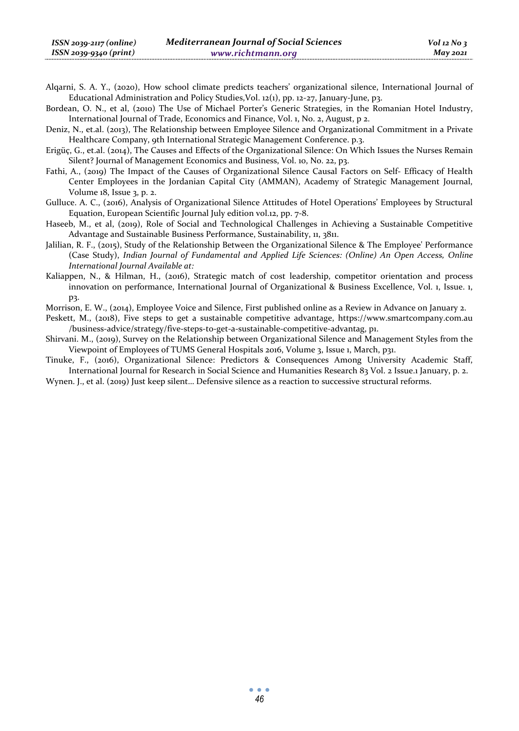Alqarni, S. A. Y., (2020), How school climate predicts teachers' organizational silence, International Journal of Educational Administration and Policy Studies,Vol. 12(1), pp. 12-27, January-June, p3.

Bordean, O. N., et al, (2010) The Use of Michael Porter's Generic Strategies, in the Romanian Hotel Industry, International Journal of Trade, Economics and Finance, Vol. 1, No. 2, August, p 2.

Deniz, N., et.al. (2013), The Relationship between Employee Silence and Organizational Commitment in a Private Healthcare Company, 9th International Strategic Management Conference. p.3.

Erigüç, G., et.al. (2014), The Causes and Effects of the Organizational Silence: On Which Issues the Nurses Remain Silent? Journal of Management Economics and Business, Vol. 10, No. 22, p3.

Fathi, A., (2019) The Impact of the Causes of Organizational Silence Causal Factors on Self- Efficacy of Health Center Employees in the Jordanian Capital City (AMMAN), Academy of Strategic Management Journal, Volume 18, Issue 3, p. 2.

Gulluce. A. C., (2016), Analysis of Organizational Silence Attitudes of Hotel Operations' Employees by Structural Equation, European Scientific Journal July edition vol.12, pp. 7-8.

Haseeb, M., et al, (2019), Role of Social and Technological Challenges in Achieving a Sustainable Competitive Advantage and Sustainable Business Performance, Sustainability, 11, 3811.

Jalilian, R. F., (2015), Study of the Relationship Between the Organizational Silence & The Employee' Performance (Case Study), *Indian Journal of Fundamental and Applied Life Sciences: (Online) An Open Access, Online International Journal Available at:*

Kaliappen, N., & Hilman, H., (2016), Strategic match of cost leadership, competitor orientation and process innovation on performance, International Journal of Organizational & Business Excellence, Vol. 1, Issue. 1, p3.

Morrison, E. W., (2014), Employee Voice and Silence, First published online as a Review in Advance on January 2.

Peskett, M., (2018), Five steps to get a sustainable competitive advantage, https://www.smartcompany.com.au /business-advice/strategy/five-steps-to-get-a-sustainable-competitive-advantag, p1.

Shirvani. M., (2019), Survey on the Relationship between Organizational Silence and Management Styles from the Viewpoint of Employees of TUMS General Hospitals 2016, Volume 3, Issue 1, March, p31.

Tinuke, F., (2016), Organizational Silence: Predictors & Consequences Among University Academic Staff, International Journal for Research in Social Science and Humanities Research 83 Vol. 2 Issue.1 January, p. 2.

Wynen. J., et al. (2019) Just keep silent… Defensive silence as a reaction to successive structural reforms.